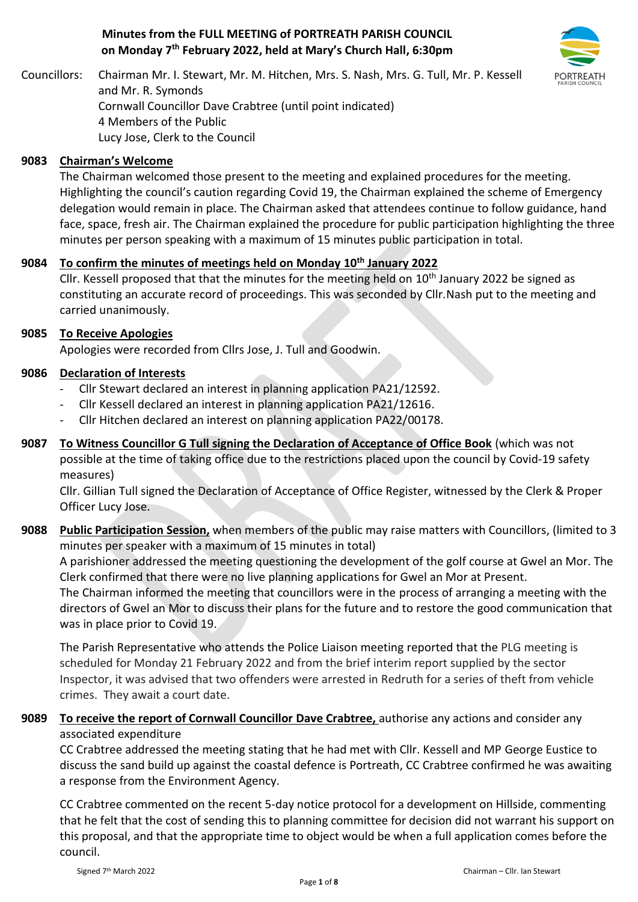# Minutes from the FULL MEETING of PORTREATH PARISH COUNCIL on Monday 7th February 2022, held at Mary's Church Hall, 6:30pm

Councillors: Chairman Mr. I. Stewart, Mr. M. Hitchen, Mrs. S. Nash, Mrs. G. Tull, Mr. P. Kessell and Mr. R. Symonds
Cornwall Councillor Dave Crabtree (until point indicated)
4 Members of the Public
Lucy Jose, Clerk to the Council

**9083 Chairman's Welcome**

The Chairman welcomed those present to the meeting and explained procedures for the meeting. Highlighting the council's caution regarding Covid 19, the Chairman explained the scheme of Emergency delegation would remain in place. The Chairman asked that attendees continue to follow guidance, hand face, space, fresh air. The Chairman explained the procedure for public participation highlighting the three minutes per person speaking with a maximum of 15 minutes public participation in total.

**9084 To confirm the minutes of meetings held on Monday 10th January 2022**

Cllr. Kessell proposed that that the minutes for the meeting held on 10th January 2022 be signed as constituting an accurate record of proceedings. This was seconded by Cllr.Nash put to the meeting and carried unanimously.

**9085 To Receive Apologies**

Apologies were recorded from Cllrs Jose, J. Tull and Goodwin.

**9086 Declaration of Interests**

- Cllr Stewart declared an interest in planning application PA21/12592.
- Cllr Kessell declared an interest in planning application PA21/12616.
- Cllr Hitchen declared an interest on planning application PA22/00178.

**9087 To Witness Councillor G Tull signing the Declaration of Acceptance of Office Book** (which was not possible at the time of taking office due to the restrictions placed upon the council by Covid-19 safety measures)

Cllr. Gillian Tull signed the Declaration of Acceptance of Office Register, witnessed by the Clerk & Proper Officer Lucy Jose.

**9088 Public Participation Session,** when members of the public may raise matters with Councillors, (limited to 3 minutes per speaker with a maximum of 15 minutes in total)

A parishioner addressed the meeting questioning the development of the golf course at Gwel an Mor. The Clerk confirmed that there were no live planning applications for Gwel an Mor at Present.
The Chairman informed the meeting that councillors were in the process of arranging a meeting with the directors of Gwel an Mor to discuss their plans for the future and to restore the good communication that was in place prior to Covid 19.

The Parish Representative who attends the Police Liaison meeting reported that the PLG meeting is scheduled for Monday 21 February 2022 and from the brief interim report supplied by the sector Inspector, it was advised that two offenders were arrested in Redruth for a series of theft from vehicle crimes. They await a court date.

**9089 To receive the report of Cornwall Councillor Dave Crabtree,** authorise any actions and consider any associated expenditure

CC Crabtree addressed the meeting stating that he had met with Cllr. Kessell and MP George Eustice to discuss the sand build up against the coastal defence is Portreath, CC Crabtree confirmed he was awaiting a response from the Environment Agency.

CC Crabtree commented on the recent 5-day notice protocol for a development on Hillside, commenting that he felt that the cost of sending this to planning committee for decision did not warrant his support on this proposal, and that the appropriate time to object would be when a full application comes before the council.

Signed 7th March 2022 Chairman – Cllr. Ian Stewart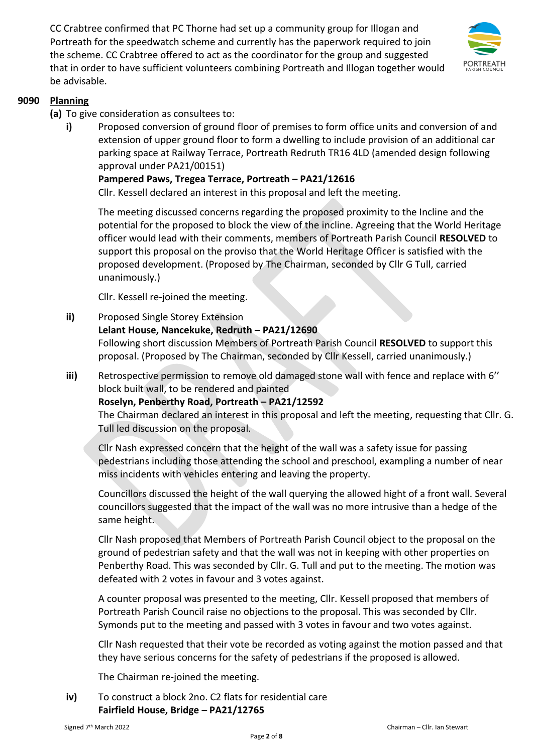CC Crabtree confirmed that PC Thorne had set up a community group for Illogan and Portreath for the speedwatch scheme and currently has the paperwork required to join the scheme. CC Crabtree offered to act as the coordinator for the group and suggested that in order to have sufficient volunteers combining Portreath and Illogan together would be advisable.

**9090 Planning**

**(a)** To give consideration as consultees to:

**i)** Proposed conversion of ground floor of premises to form office units and conversion of and extension of upper ground floor to form a dwelling to include provision of an additional car parking space at Railway Terrace, Portreath Redruth TR16 4LD (amended design following approval under PA21/00151)

**Pampered Paws, Tregea Terrace, Portreath – PA21/12616**

Cllr. Kessell declared an interest in this proposal and left the meeting.

The meeting discussed concerns regarding the proposed proximity to the Incline and the potential for the proposed to block the view of the incline. Agreeing that the World Heritage officer would lead with their comments, members of Portreath Parish Council **RESOLVED** to support this proposal on the proviso that the World Heritage Officer is satisfied with the proposed development. (Proposed by The Chairman, seconded by Cllr G Tull, carried unanimously.)

Cllr. Kessell re-joined the meeting.

**ii)** Proposed Single Storey Extension

**Lelant House, Nancekuke, Redruth – PA21/12690**

Following short discussion Members of Portreath Parish Council **RESOLVED** to support this proposal. (Proposed by The Chairman, seconded by Cllr Kessell, carried unanimously.)

**iii)** Retrospective permission to remove old damaged stone wall with fence and replace with 6'' block built wall, to be rendered and painted

**Roselyn, Penberthy Road, Portreath – PA21/12592**

The Chairman declared an interest in this proposal and left the meeting, requesting that Cllr. G. Tull led discussion on the proposal.

Cllr Nash expressed concern that the height of the wall was a safety issue for passing pedestrians including those attending the school and preschool, exampling a number of near miss incidents with vehicles entering and leaving the property.

Councillors discussed the height of the wall querying the allowed hight of a front wall. Several councillors suggested that the impact of the wall was no more intrusive than a hedge of the same height.

Cllr Nash proposed that Members of Portreath Parish Council object to the proposal on the ground of pedestrian safety and that the wall was not in keeping with other properties on Penberthy Road. This was seconded by Cllr. G. Tull and put to the meeting. The motion was defeated with 2 votes in favour and 3 votes against.

A counter proposal was presented to the meeting, Cllr. Kessell proposed that members of Portreath Parish Council raise no objections to the proposal. This was seconded by Cllr. Symonds put to the meeting and passed with 3 votes in favour and two votes against.

Cllr Nash requested that their vote be recorded as voting against the motion passed and that they have serious concerns for the safety of pedestrians if the proposed is allowed.

The Chairman re-joined the meeting.

**iv)** To construct a block 2no. C2 flats for residential care

**Fairfield House, Bridge – PA21/12765**

Signed 7th March 2022 Chairman – Cllr. Ian Stewart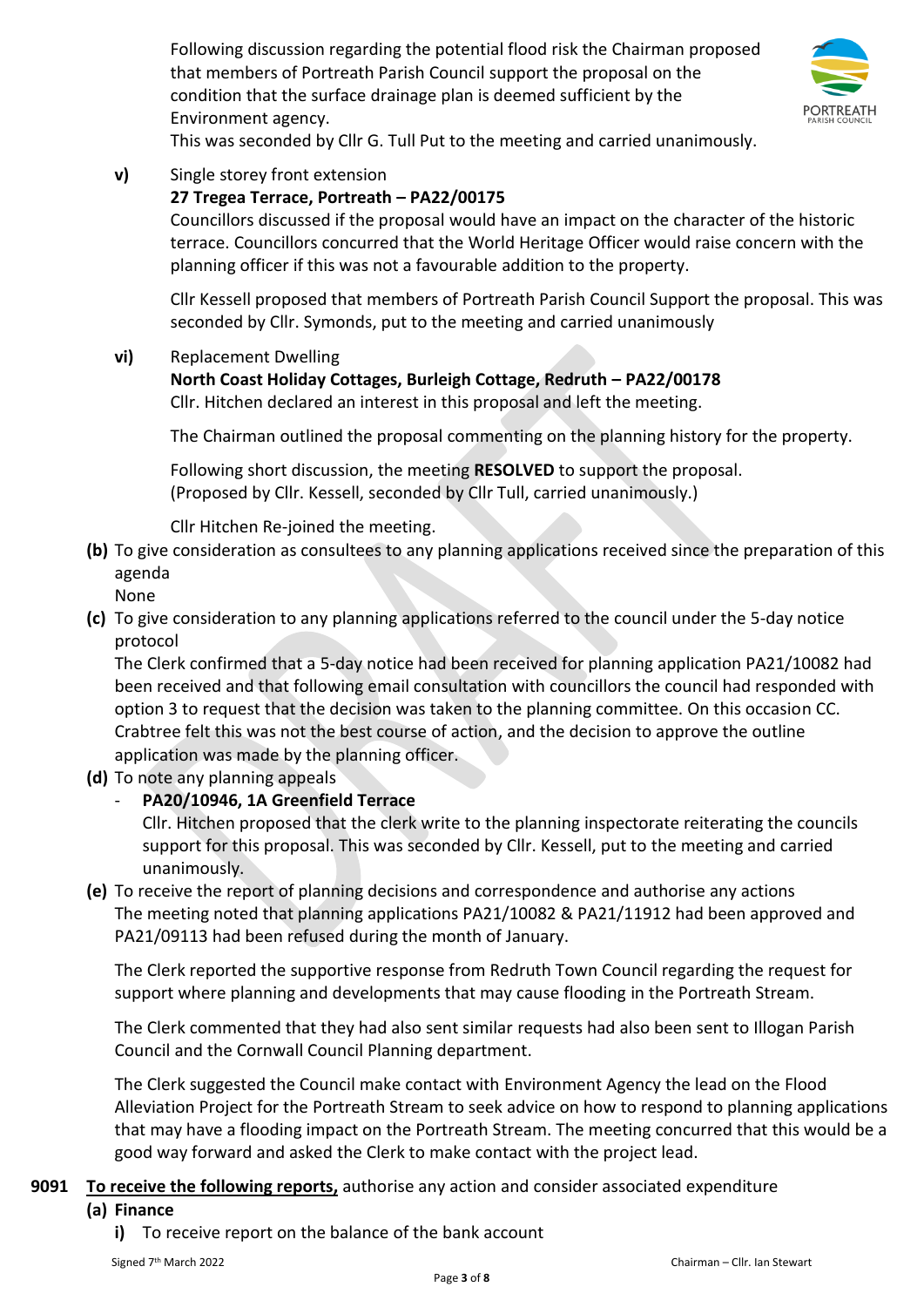Following discussion regarding the potential flood risk the Chairman proposed that members of Portreath Parish Council support the proposal on the condition that the surface drainage plan is deemed sufficient by the Environment agency.
This was seconded by Cllr G. Tull Put to the meeting and carried unanimously.

**v)** Single storey front extension
**27 Tregea Terrace, Portreath – PA22/00175**
Councillors discussed if the proposal would have an impact on the character of the historic terrace. Councillors concurred that the World Heritage Officer would raise concern with the planning officer if this was not a favourable addition to the property.

Cllr Kessell proposed that members of Portreath Parish Council Support the proposal. This was seconded by Cllr. Symonds, put to the meeting and carried unanimously

**vi)** Replacement Dwelling
**North Coast Holiday Cottages, Burleigh Cottage, Redruth – PA22/00178**
Cllr. Hitchen declared an interest in this proposal and left the meeting.

The Chairman outlined the proposal commenting on the planning history for the property.

Following short discussion, the meeting **RESOLVED** to support the proposal. (Proposed by Cllr. Kessell, seconded by Cllr Tull, carried unanimously.)

Cllr Hitchen Re-joined the meeting.

**(b)** To give consideration as consultees to any planning applications received since the preparation of this agenda
None

**(c)** To give consideration to any planning applications referred to the council under the 5-day notice protocol
The Clerk confirmed that a 5-day notice had been received for planning application PA21/10082 had been received and that following email consultation with councillors the council had responded with option 3 to request that the decision was taken to the planning committee. On this occasion CC. Crabtree felt this was not the best course of action, and the decision to approve the outline application was made by the planning officer.

**(d)** To note any planning appeals
- **PA20/10946, 1A Greenfield Terrace**
  Cllr. Hitchen proposed that the clerk write to the planning inspectorate reiterating the councils support for this proposal. This was seconded by Cllr. Kessell, put to the meeting and carried unanimously.

**(e)** To receive the report of planning decisions and correspondence and authorise any actions
The meeting noted that planning applications PA21/10082 & PA21/11912 had been approved and PA21/09113 had been refused during the month of January.

The Clerk reported the supportive response from Redruth Town Council regarding the request for support where planning and developments that may cause flooding in the Portreath Stream.

The Clerk commented that they had also sent similar requests had also been sent to Illogan Parish Council and the Cornwall Council Planning department.

The Clerk suggested the Council make contact with Environment Agency the lead on the Flood Alleviation Project for the Portreath Stream to seek advice on how to respond to planning applications that may have a flooding impact on the Portreath Stream. The meeting concurred that this would be a good way forward and asked the Clerk to make contact with the project lead.

**9091** **To receive the following reports,** authorise any action and consider associated expenditure

**(a) Finance**

**i)** To receive report on the balance of the bank account

Signed 7th March 2022 Chairman – Cllr. Ian Stewart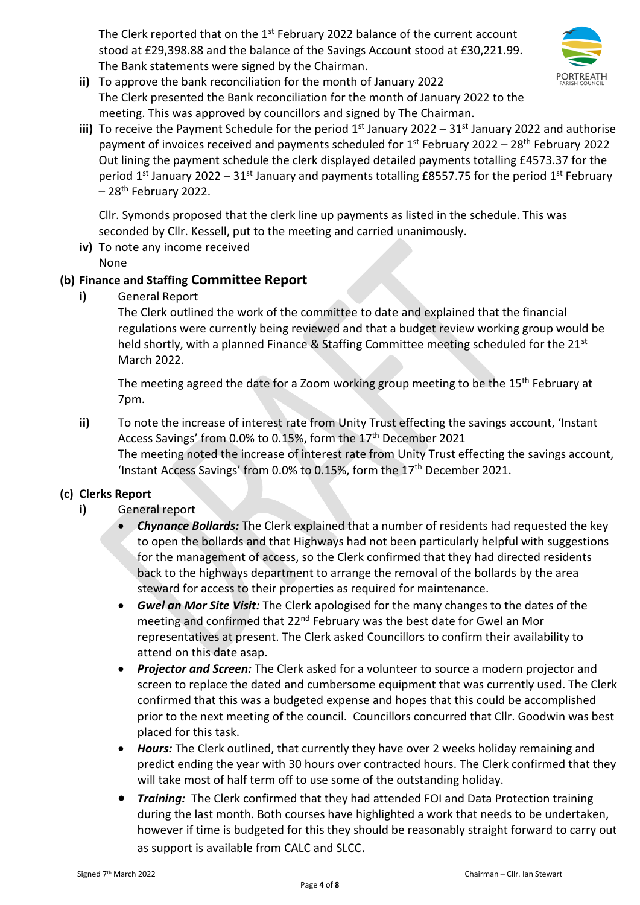The Clerk reported that on the 1st February 2022 balance of the current account stood at £29,398.88 and the balance of the Savings Account stood at £30,221.99. The Bank statements were signed by the Chairman.

- **ii)** To approve the bank reconciliation for the month of January 2022
  The Clerk presented the Bank reconciliation for the month of January 2022 to the meeting. This was approved by councillors and signed by The Chairman.
- **iii)** To receive the Payment Schedule for the period 1st January 2022 – 31st January 2022 and authorise payment of invoices received and payments scheduled for 1st February 2022 – 28th February 2022
  Out lining the payment schedule the clerk displayed detailed payments totalling £4573.37 for the period 1st January 2022 – 31st January and payments totalling £8557.75 for the period 1st February – 28th February 2022.

  Cllr. Symonds proposed that the clerk line up payments as listed in the schedule. This was seconded by Cllr. Kessell, put to the meeting and carried unanimously.
- **iv)** To note any income received
  None

### (b) Finance and Staffing Committee Report

- **i)** General Report
  The Clerk outlined the work of the committee to date and explained that the financial regulations were currently being reviewed and that a budget review working group would be held shortly, with a planned Finance & Staffing Committee meeting scheduled for the 21st March 2022.

  The meeting agreed the date for a Zoom working group meeting to be the 15th February at 7pm.
- **ii)** To note the increase of interest rate from Unity Trust effecting the savings account, 'Instant Access Savings' from 0.0% to 0.15%, form the 17th December 2021
  The meeting noted the increase of interest rate from Unity Trust effecting the savings account, 'Instant Access Savings' from 0.0% to 0.15%, form the 17th December 2021.

### (c) Clerks Report

- **i)** General report
  - ***Chynance Bollards:*** The Clerk explained that a number of residents had requested the key to open the bollards and that Highways had not been particularly helpful with suggestions for the management of access, so the Clerk confirmed that they had directed residents back to the highways department to arrange the removal of the bollards by the area steward for access to their properties as required for maintenance.
  - ***Gwel an Mor Site Visit:*** The Clerk apologised for the many changes to the dates of the meeting and confirmed that 22nd February was the best date for Gwel an Mor representatives at present. The Clerk asked Councillors to confirm their availability to attend on this date asap.
  - ***Projector and Screen:*** The Clerk asked for a volunteer to source a modern projector and screen to replace the dated and cumbersome equipment that was currently used. The Clerk confirmed that this was a budgeted expense and hopes that this could be accomplished prior to the next meeting of the council. Councillors concurred that Cllr. Goodwin was best placed for this task.
  - ***Hours:*** The Clerk outlined, that currently they have over 2 weeks holiday remaining and predict ending the year with 30 hours over contracted hours. The Clerk confirmed that they will take most of half term off to use some of the outstanding holiday.
  - ***Training:*** The Clerk confirmed that they had attended FOI and Data Protection training during the last month. Both courses have highlighted a work that needs to be undertaken, however if time is budgeted for this they should be reasonably straight forward to carry out as support is available from CALC and SLCC.

Signed 7th March 2022 Chairman – Cllr. Ian Stewart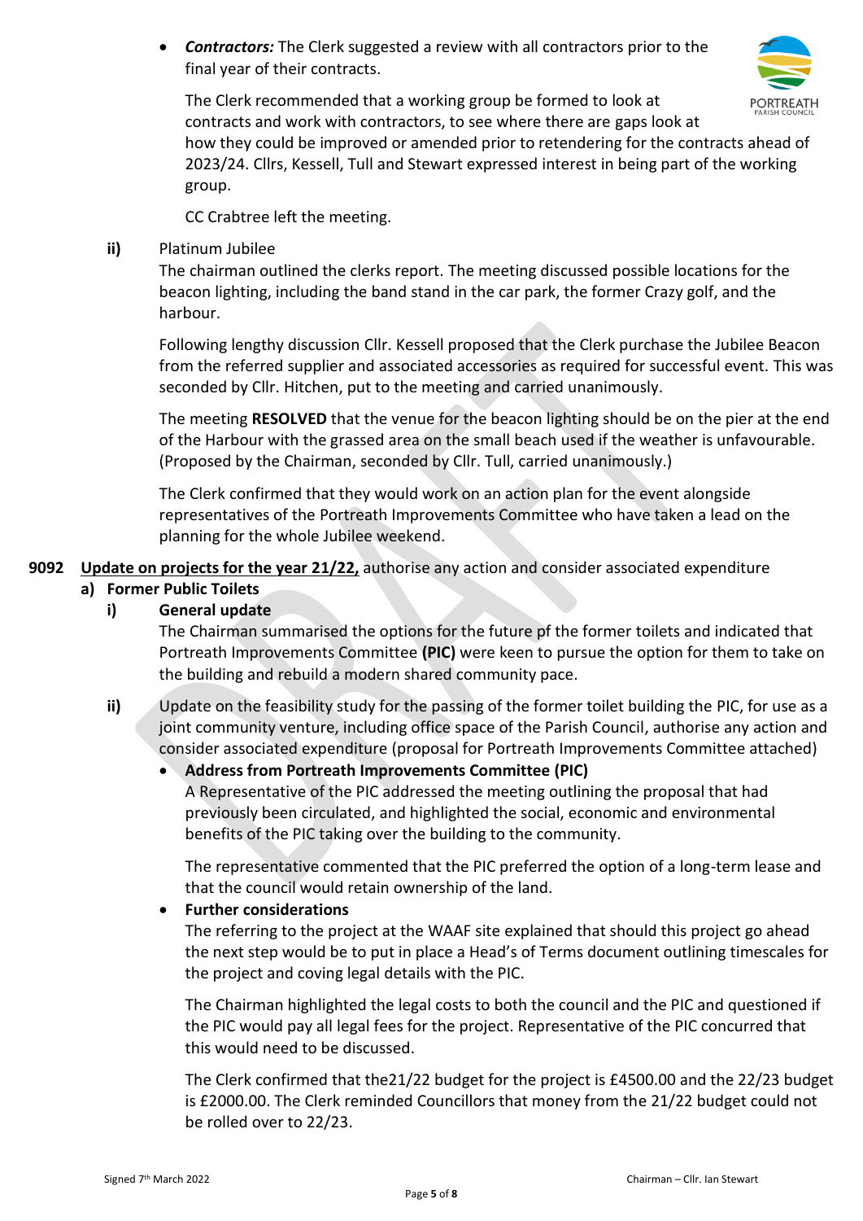- ***Contractors:*** The Clerk suggested a review with all contractors prior to the final year of their contracts.

  The Clerk recommended that a working group be formed to look at contracts and work with contractors, to see where there are gaps look at how they could be improved or amended prior to retendering for the contracts ahead of 2023/24. Cllrs, Kessell, Tull and Stewart expressed interest in being part of the working group.

  CC Crabtree left the meeting.

**ii)** Platinum Jubilee

The chairman outlined the clerks report. The meeting discussed possible locations for the beacon lighting, including the band stand in the car park, the former Crazy golf, and the harbour.

Following lengthy discussion Cllr. Kessell proposed that the Clerk purchase the Jubilee Beacon from the referred supplier and associated accessories as required for successful event. This was seconded by Cllr. Hitchen, put to the meeting and carried unanimously.

The meeting **RESOLVED** that the venue for the beacon lighting should be on the pier at the end of the Harbour with the grassed area on the small beach used if the weather is unfavourable. (Proposed by the Chairman, seconded by Cllr. Tull, carried unanimously.)

The Clerk confirmed that they would work on an action plan for the event alongside representatives of the Portreath Improvements Committee who have taken a lead on the planning for the whole Jubilee weekend.

**9092** <u>**Update on projects for the year 21/22,**</u> authorise any action and consider associated expenditure

**a) Former Public Toilets**

**i) General update**

The Chairman summarised the options for the future pf the former toilets and indicated that Portreath Improvements Committee **(PIC)** were keen to pursue the option for them to take on the building and rebuild a modern shared community pace.

**ii)** Update on the feasibility study for the passing of the former toilet building the PIC, for use as a joint community venture, including office space of the Parish Council, authorise any action and consider associated expenditure (proposal for Portreath Improvements Committee attached)

- **Address from Portreath Improvements Committee (PIC)**

  A Representative of the PIC addressed the meeting outlining the proposal that had previously been circulated, and highlighted the social, economic and environmental benefits of the PIC taking over the building to the community.

  The representative commented that the PIC preferred the option of a long-term lease and that the council would retain ownership of the land.

- **Further considerations**

  The referring to the project at the WAAF site explained that should this project go ahead the next step would be to put in place a Head's of Terms document outlining timescales for the project and coving legal details with the PIC.

  The Chairman highlighted the legal costs to both the council and the PIC and questioned if the PIC would pay all legal fees for the project. Representative of the PIC concurred that this would need to be discussed.

  The Clerk confirmed that the21/22 budget for the project is £4500.00 and the 22/23 budget is £2000.00. The Clerk reminded Councillors that money from the 21/22 budget could not be rolled over to 22/23.

Signed 7th March 2022 Chairman – Cllr. Ian Stewart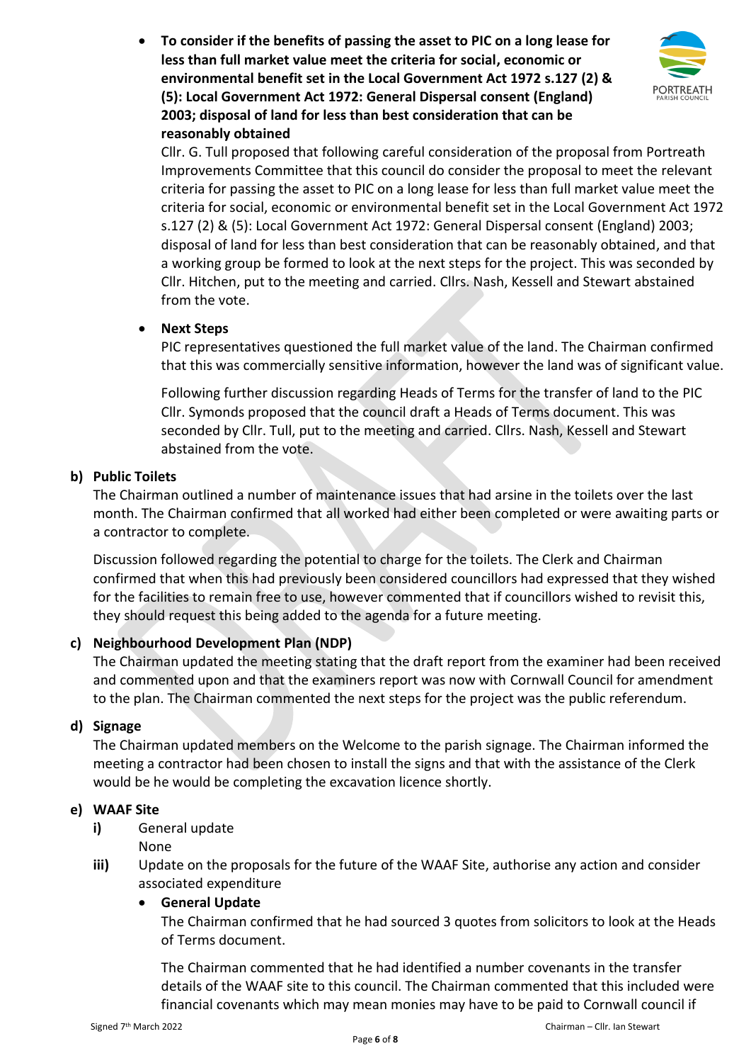- **To consider if the benefits of passing the asset to PIC on a long lease for less than full market value meet the criteria for social, economic or environmental benefit set in the Local Government Act 1972 s.127 (2) & (5): Local Government Act 1972: General Dispersal consent (England) 2003; disposal of land for less than best consideration that can be reasonably obtained**

  Cllr. G. Tull proposed that following careful consideration of the proposal from Portreath Improvements Committee that this council do consider the proposal to meet the relevant criteria for passing the asset to PIC on a long lease for less than full market value meet the criteria for social, economic or environmental benefit set in the Local Government Act 1972 s.127 (2) & (5): Local Government Act 1972: General Dispersal consent (England) 2003; disposal of land for less than best consideration that can be reasonably obtained, and that a working group be formed to look at the next steps for the project. This was seconded by Cllr. Hitchen, put to the meeting and carried. Cllrs. Nash, Kessell and Stewart abstained from the vote.

- **Next Steps**

  PIC representatives questioned the full market value of the land. The Chairman confirmed that this was commercially sensitive information, however the land was of significant value.

  Following further discussion regarding Heads of Terms for the transfer of land to the PIC Cllr. Symonds proposed that the council draft a Heads of Terms document. This was seconded by Cllr. Tull, put to the meeting and carried. Cllrs. Nash, Kessell and Stewart abstained from the vote.

**b) Public Toilets**

The Chairman outlined a number of maintenance issues that had arsine in the toilets over the last month. The Chairman confirmed that all worked had either been completed or were awaiting parts or a contractor to complete.

Discussion followed regarding the potential to charge for the toilets. The Clerk and Chairman confirmed that when this had previously been considered councillors had expressed that they wished for the facilities to remain free to use, however commented that if councillors wished to revisit this, they should request this being added to the agenda for a future meeting.

**c) Neighbourhood Development Plan (NDP)**

The Chairman updated the meeting stating that the draft report from the examiner had been received and commented upon and that the examiners report was now with Cornwall Council for amendment to the plan. The Chairman commented the next steps for the project was the public referendum.

**d) Signage**

The Chairman updated members on the Welcome to the parish signage. The Chairman informed the meeting a contractor had been chosen to install the signs and that with the assistance of the Clerk would be he would be completing the excavation licence shortly.

**e) WAAF Site**

**i)** General update

None

**iii)** Update on the proposals for the future of the WAAF Site, authorise any action and consider associated expenditure

- **General Update**

  The Chairman confirmed that he had sourced 3 quotes from solicitors to look at the Heads of Terms document.

  The Chairman commented that he had identified a number covenants in the transfer details of the WAAF site to this council. The Chairman commented that this included were financial covenants which may mean monies may have to be paid to Cornwall council if

Signed 7th March 2022 Chairman – Cllr. Ian Stewart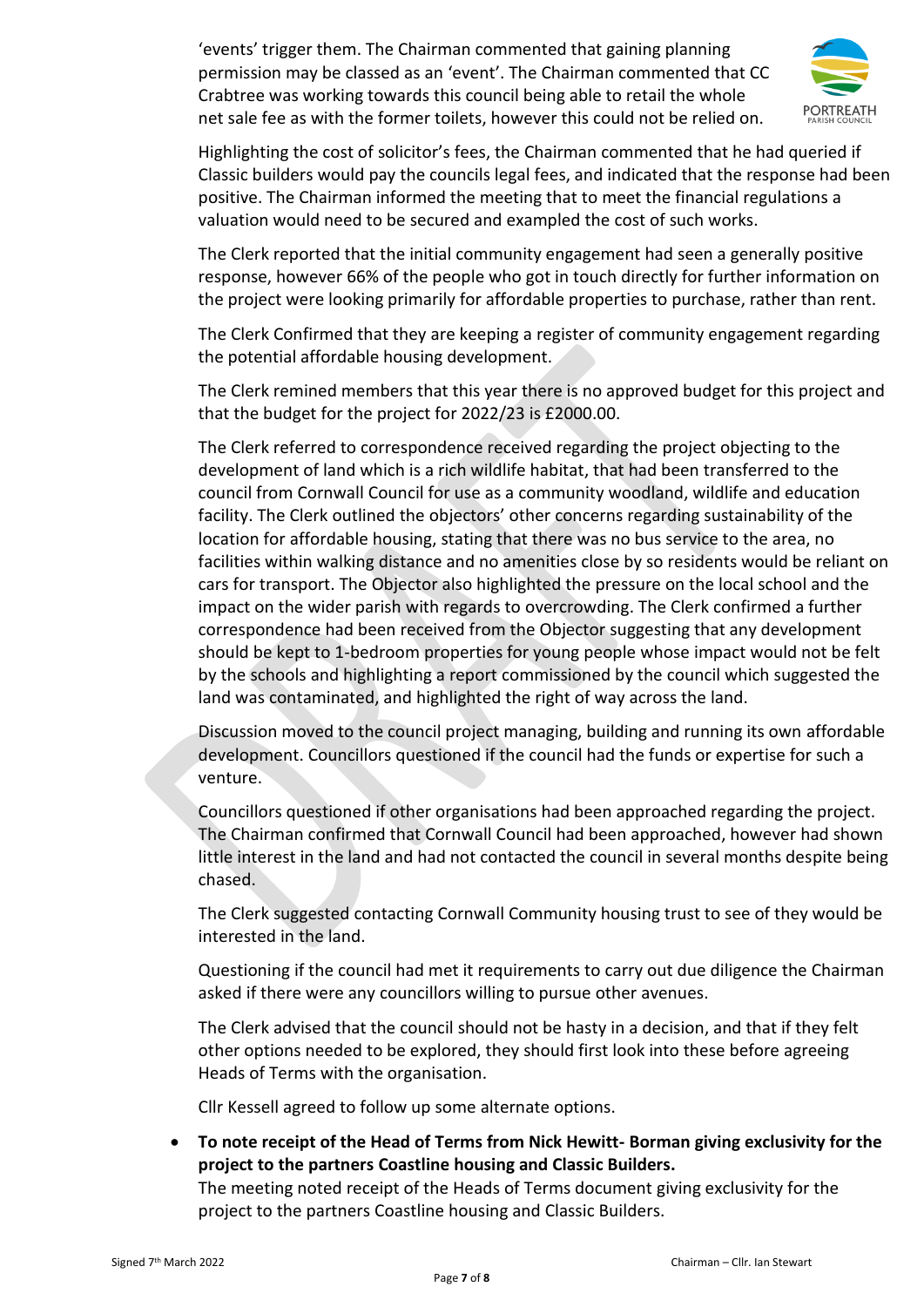'events' trigger them. The Chairman commented that gaining planning permission may be classed as an 'event'. The Chairman commented that CC Crabtree was working towards this council being able to retail the whole net sale fee as with the former toilets, however this could not be relied on.

Highlighting the cost of solicitor's fees, the Chairman commented that he had queried if Classic builders would pay the councils legal fees, and indicated that the response had been positive. The Chairman informed the meeting that to meet the financial regulations a valuation would need to be secured and exampled the cost of such works.

The Clerk reported that the initial community engagement had seen a generally positive response, however 66% of the people who got in touch directly for further information on the project were looking primarily for affordable properties to purchase, rather than rent.

The Clerk Confirmed that they are keeping a register of community engagement regarding the potential affordable housing development.

The Clerk remined members that this year there is no approved budget for this project and that the budget for the project for 2022/23 is £2000.00.

The Clerk referred to correspondence received regarding the project objecting to the development of land which is a rich wildlife habitat, that had been transferred to the council from Cornwall Council for use as a community woodland, wildlife and education facility. The Clerk outlined the objectors' other concerns regarding sustainability of the location for affordable housing, stating that there was no bus service to the area, no facilities within walking distance and no amenities close by so residents would be reliant on cars for transport. The Objector also highlighted the pressure on the local school and the impact on the wider parish with regards to overcrowding. The Clerk confirmed a further correspondence had been received from the Objector suggesting that any development should be kept to 1-bedroom properties for young people whose impact would not be felt by the schools and highlighting a report commissioned by the council which suggested the land was contaminated, and highlighted the right of way across the land.

Discussion moved to the council project managing, building and running its own affordable development. Councillors questioned if the council had the funds or expertise for such a venture.

Councillors questioned if other organisations had been approached regarding the project. The Chairman confirmed that Cornwall Council had been approached, however had shown little interest in the land and had not contacted the council in several months despite being chased.

The Clerk suggested contacting Cornwall Community housing trust to see of they would be interested in the land.

Questioning if the council had met it requirements to carry out due diligence the Chairman asked if there were any councillors willing to pursue other avenues.

The Clerk advised that the council should not be hasty in a decision, and that if they felt other options needed to be explored, they should first look into these before agreeing Heads of Terms with the organisation.

Cllr Kessell agreed to follow up some alternate options.

- **To note receipt of the Head of Terms from Nick Hewitt- Borman giving exclusivity for the project to the partners Coastline housing and Classic Builders.**
  The meeting noted receipt of the Heads of Terms document giving exclusivity for the project to the partners Coastline housing and Classic Builders.

Signed 7th March 2022 Chairman – Cllr. Ian Stewart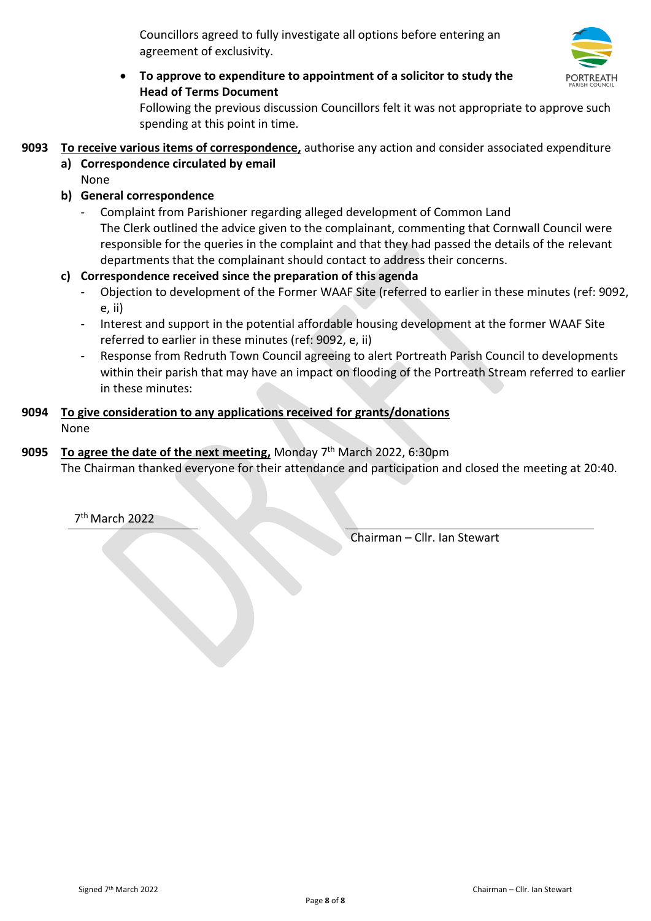Councillors agreed to fully investigate all options before entering an agreement of exclusivity.

- **To approve to expenditure to appointment of a solicitor to study the Head of Terms Document**
  Following the previous discussion Councillors felt it was not appropriate to approve such spending at this point in time.

**9093** **To receive various items of correspondence,** authorise any action and consider associated expenditure

**a) Correspondence circulated by email**
None

**b) General correspondence**

- Complaint from Parishioner regarding alleged development of Common Land
  The Clerk outlined the advice given to the complainant, commenting that Cornwall Council were responsible for the queries in the complaint and that they had passed the details of the relevant departments that the complainant should contact to address their concerns.

**c) Correspondence received since the preparation of this agenda**

- Objection to development of the Former WAAF Site (referred to earlier in these minutes (ref: 9092, e, ii)
- Interest and support in the potential affordable housing development at the former WAAF Site referred to earlier in these minutes (ref: 9092, e, ii)
- Response from Redruth Town Council agreeing to alert Portreath Parish Council to developments within their parish that may have an impact on flooding of the Portreath Stream referred to earlier in these minutes:

**9094** **To give consideration to any applications received for grants/donations**
None

**9095** **To agree the date of the next meeting,** Monday 7th March 2022, 6:30pm
The Chairman thanked everyone for their attendance and participation and closed the meeting at 20:40.

7th March 2022

Chairman – Cllr. Ian Stewart